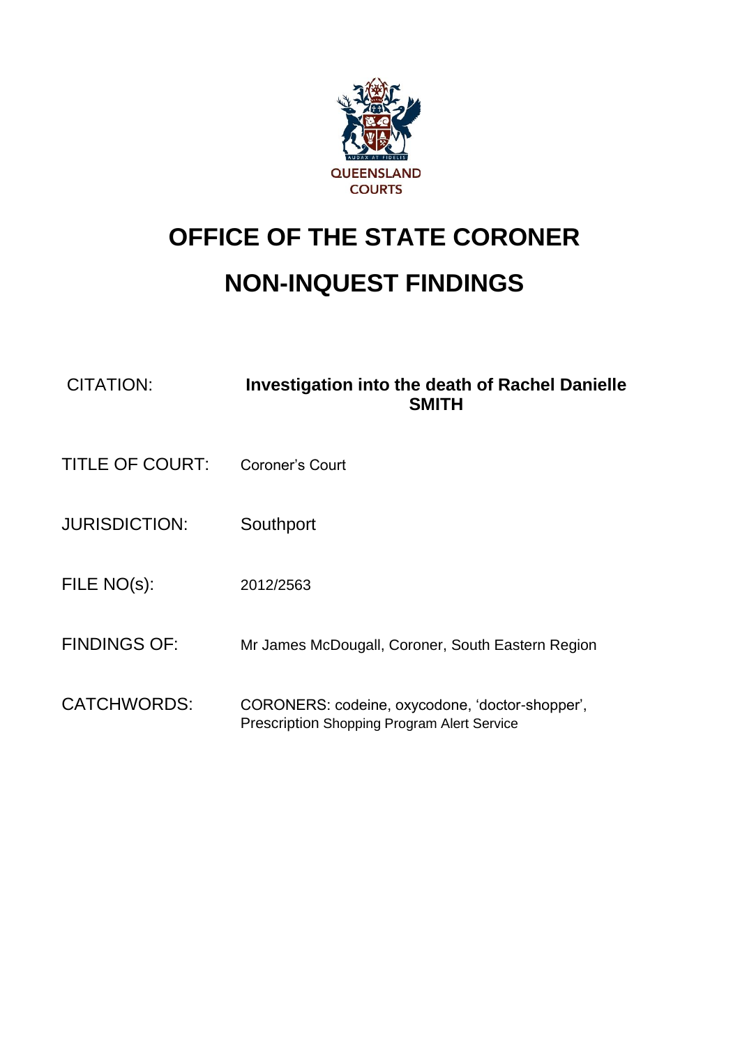QUEENSLAND COURTS

# OFFICE OF THE STATE CORONER

# NON-INQUEST FINDINGS

| | |
|---|---|
| CITATION: | **Investigation into the death of Rachel Danielle SMITH** |
| TITLE OF COURT: | Coroner's Court |
| JURISDICTION: | Southport |
| FILE NO(s): | 2012/2563 |
| FINDINGS OF: | Mr James McDougall, Coroner, South Eastern Region |
| CATCHWORDS: | CORONERS: codeine, oxycodone, 'doctor-shopper', Prescription Shopping Program Alert Service |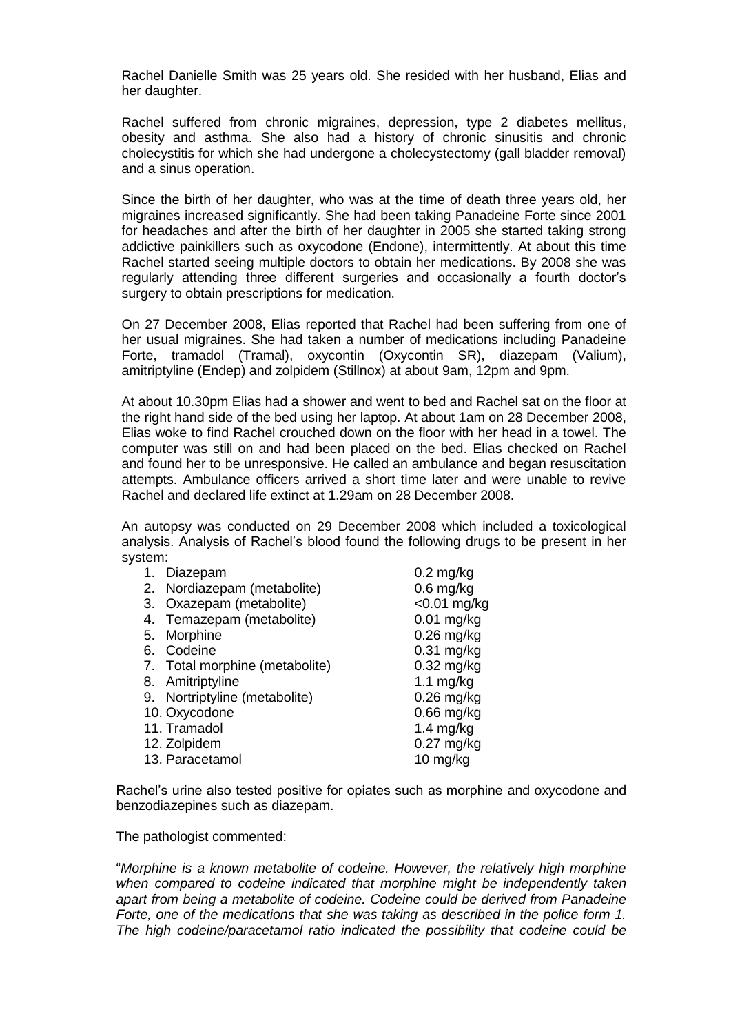Rachel Danielle Smith was 25 years old. She resided with her husband, Elias and her daughter.

Rachel suffered from chronic migraines, depression, type 2 diabetes mellitus, obesity and asthma. She also had a history of chronic sinusitis and chronic cholecystitis for which she had undergone a cholecystectomy (gall bladder removal) and a sinus operation.

Since the birth of her daughter, who was at the time of death three years old, her migraines increased significantly. She had been taking Panadeine Forte since 2001 for headaches and after the birth of her daughter in 2005 she started taking strong addictive painkillers such as oxycodone (Endone), intermittently. At about this time Rachel started seeing multiple doctors to obtain her medications. By 2008 she was regularly attending three different surgeries and occasionally a fourth doctor's surgery to obtain prescriptions for medication.

On 27 December 2008, Elias reported that Rachel had been suffering from one of her usual migraines. She had taken a number of medications including Panadeine Forte, tramadol (Tramal), oxycontin (Oxycontin SR), diazepam (Valium), amitriptyline (Endep) and zolpidem (Stillnox) at about 9am, 12pm and 9pm.

At about 10.30pm Elias had a shower and went to bed and Rachel sat on the floor at the right hand side of the bed using her laptop. At about 1am on 28 December 2008, Elias woke to find Rachel crouched down on the floor with her head in a towel. The computer was still on and had been placed on the bed. Elias checked on Rachel and found her to be unresponsive. He called an ambulance and began resuscitation attempts. Ambulance officers arrived a short time later and were unable to revive Rachel and declared life extinct at 1.29am on 28 December 2008.

An autopsy was conducted on 29 December 2008 which included a toxicological analysis. Analysis of Rachel's blood found the following drugs to be present in her system:

| | Drug | Concentration |
|---|---|---|
| 1. | Diazepam | 0.2 mg/kg |
| 2. | Nordiazepam (metabolite) | 0.6 mg/kg |
| 3. | Oxazepam (metabolite) | <0.01 mg/kg |
| 4. | Temazepam (metabolite) | 0.01 mg/kg |
| 5. | Morphine | 0.26 mg/kg |
| 6. | Codeine | 0.31 mg/kg |
| 7. | Total morphine (metabolite) | 0.32 mg/kg |
| 8. | Amitriptyline | 1.1 mg/kg |
| 9. | Nortriptyline (metabolite) | 0.26 mg/kg |
| 10. | Oxycodone | 0.66 mg/kg |
| 11. | Tramadol | 1.4 mg/kg |
| 12. | Zolpidem | 0.27 mg/kg |
| 13. | Paracetamol | 10 mg/kg |

Rachel's urine also tested positive for opiates such as morphine and oxycodone and benzodiazepines such as diazepam.

The pathologist commented:

"*Morphine is a known metabolite of codeine. However, the relatively high morphine when compared to codeine indicated that morphine might be independently taken apart from being a metabolite of codeine. Codeine could be derived from Panadeine Forte, one of the medications that she was taking as described in the police form 1. The high codeine/paracetamol ratio indicated the possibility that codeine could be*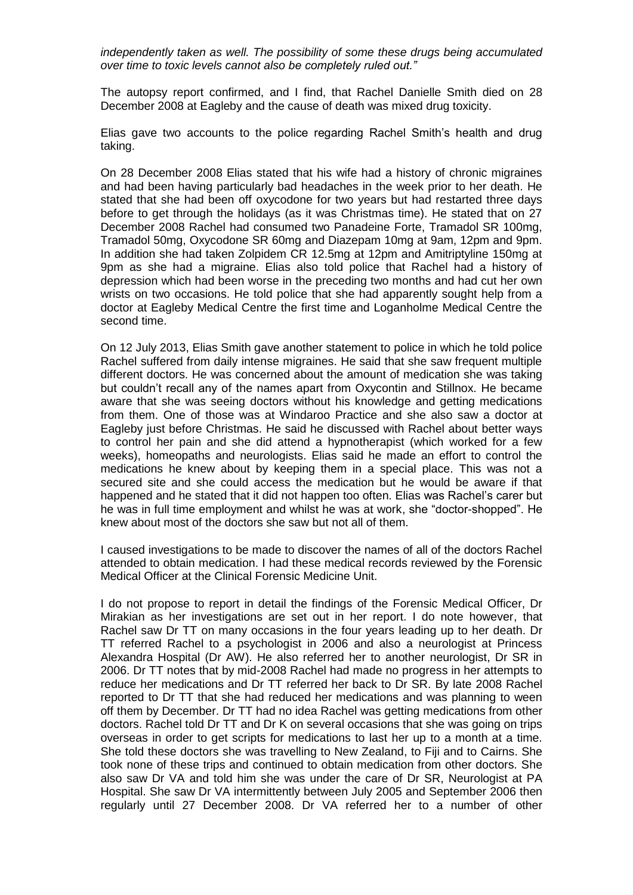*independently taken as well. The possibility of some these drugs being accumulated over time to toxic levels cannot also be completely ruled out."*

The autopsy report confirmed, and I find, that Rachel Danielle Smith died on 28 December 2008 at Eagleby and the cause of death was mixed drug toxicity.

Elias gave two accounts to the police regarding Rachel Smith's health and drug taking.

On 28 December 2008 Elias stated that his wife had a history of chronic migraines and had been having particularly bad headaches in the week prior to her death. He stated that she had been off oxycodone for two years but had restarted three days before to get through the holidays (as it was Christmas time). He stated that on 27 December 2008 Rachel had consumed two Panadeine Forte, Tramadol SR 100mg, Tramadol 50mg, Oxycodone SR 60mg and Diazepam 10mg at 9am, 12pm and 9pm. In addition she had taken Zolpidem CR 12.5mg at 12pm and Amitriptyline 150mg at 9pm as she had a migraine. Elias also told police that Rachel had a history of depression which had been worse in the preceding two months and had cut her own wrists on two occasions. He told police that she had apparently sought help from a doctor at Eagleby Medical Centre the first time and Loganholme Medical Centre the second time.

On 12 July 2013, Elias Smith gave another statement to police in which he told police Rachel suffered from daily intense migraines. He said that she saw frequent multiple different doctors. He was concerned about the amount of medication she was taking but couldn't recall any of the names apart from Oxycontin and Stillnox. He became aware that she was seeing doctors without his knowledge and getting medications from them. One of those was at Windaroo Practice and she also saw a doctor at Eagleby just before Christmas. He said he discussed with Rachel about better ways to control her pain and she did attend a hypnotherapist (which worked for a few weeks), homeopaths and neurologists. Elias said he made an effort to control the medications he knew about by keeping them in a special place. This was not a secured site and she could access the medication but he would be aware if that happened and he stated that it did not happen too often. Elias was Rachel's carer but he was in full time employment and whilst he was at work, she "doctor-shopped". He knew about most of the doctors she saw but not all of them.

I caused investigations to be made to discover the names of all of the doctors Rachel attended to obtain medication. I had these medical records reviewed by the Forensic Medical Officer at the Clinical Forensic Medicine Unit.

I do not propose to report in detail the findings of the Forensic Medical Officer, Dr Mirakian as her investigations are set out in her report. I do note however, that Rachel saw Dr TT on many occasions in the four years leading up to her death. Dr TT referred Rachel to a psychologist in 2006 and also a neurologist at Princess Alexandra Hospital (Dr AW). He also referred her to another neurologist, Dr SR in 2006. Dr TT notes that by mid-2008 Rachel had made no progress in her attempts to reduce her medications and Dr TT referred her back to Dr SR. By late 2008 Rachel reported to Dr TT that she had reduced her medications and was planning to ween off them by December. Dr TT had no idea Rachel was getting medications from other doctors. Rachel told Dr TT and Dr K on several occasions that she was going on trips overseas in order to get scripts for medications to last her up to a month at a time. She told these doctors she was travelling to New Zealand, to Fiji and to Cairns. She took none of these trips and continued to obtain medication from other doctors. She also saw Dr VA and told him she was under the care of Dr SR, Neurologist at PA Hospital. She saw Dr VA intermittently between July 2005 and September 2006 then regularly until 27 December 2008. Dr VA referred her to a number of other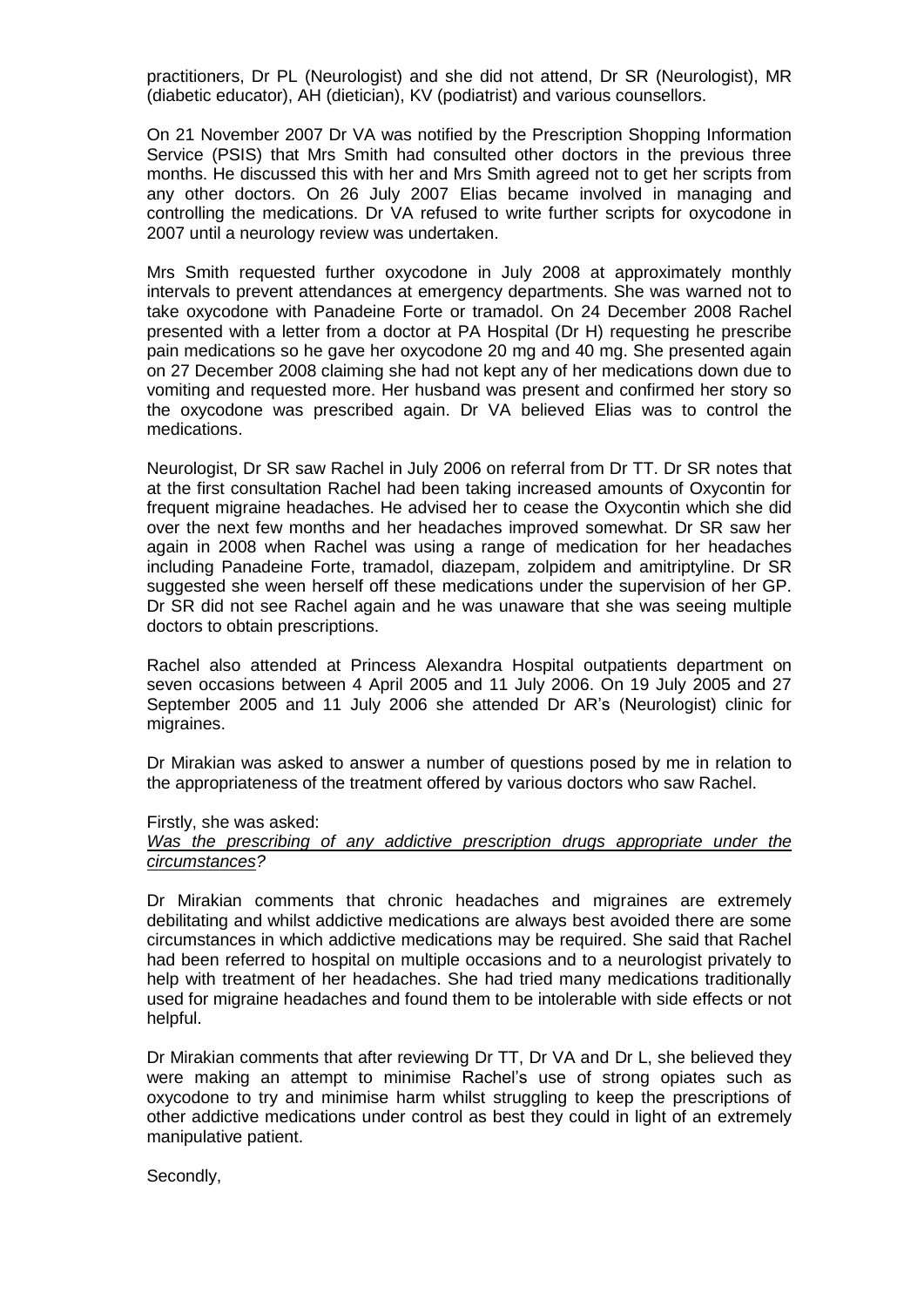practitioners, Dr PL (Neurologist) and she did not attend, Dr SR (Neurologist), MR (diabetic educator), AH (dietician), KV (podiatrist) and various counsellors.

On 21 November 2007 Dr VA was notified by the Prescription Shopping Information Service (PSIS) that Mrs Smith had consulted other doctors in the previous three months. He discussed this with her and Mrs Smith agreed not to get her scripts from any other doctors. On 26 July 2007 Elias became involved in managing and controlling the medications. Dr VA refused to write further scripts for oxycodone in 2007 until a neurology review was undertaken.

Mrs Smith requested further oxycodone in July 2008 at approximately monthly intervals to prevent attendances at emergency departments. She was warned not to take oxycodone with Panadeine Forte or tramadol. On 24 December 2008 Rachel presented with a letter from a doctor at PA Hospital (Dr H) requesting he prescribe pain medications so he gave her oxycodone 20 mg and 40 mg. She presented again on 27 December 2008 claiming she had not kept any of her medications down due to vomiting and requested more. Her husband was present and confirmed her story so the oxycodone was prescribed again. Dr VA believed Elias was to control the medications.

Neurologist, Dr SR saw Rachel in July 2006 on referral from Dr TT. Dr SR notes that at the first consultation Rachel had been taking increased amounts of Oxycontin for frequent migraine headaches. He advised her to cease the Oxycontin which she did over the next few months and her headaches improved somewhat. Dr SR saw her again in 2008 when Rachel was using a range of medication for her headaches including Panadeine Forte, tramadol, diazepam, zolpidem and amitriptyline. Dr SR suggested she ween herself off these medications under the supervision of her GP. Dr SR did not see Rachel again and he was unaware that she was seeing multiple doctors to obtain prescriptions.

Rachel also attended at Princess Alexandra Hospital outpatients department on seven occasions between 4 April 2005 and 11 July 2006. On 19 July 2005 and 27 September 2005 and 11 July 2006 she attended Dr AR's (Neurologist) clinic for migraines.

Dr Mirakian was asked to answer a number of questions posed by me in relation to the appropriateness of the treatment offered by various doctors who saw Rachel.

Firstly, she was asked:
*Was the prescribing of any addictive prescription drugs appropriate under the circumstances?*

Dr Mirakian comments that chronic headaches and migraines are extremely debilitating and whilst addictive medications are always best avoided there are some circumstances in which addictive medications may be required. She said that Rachel had been referred to hospital on multiple occasions and to a neurologist privately to help with treatment of her headaches. She had tried many medications traditionally used for migraine headaches and found them to be intolerable with side effects or not helpful.

Dr Mirakian comments that after reviewing Dr TT, Dr VA and Dr L, she believed they were making an attempt to minimise Rachel's use of strong opiates such as oxycodone to try and minimise harm whilst struggling to keep the prescriptions of other addictive medications under control as best they could in light of an extremely manipulative patient.

Secondly,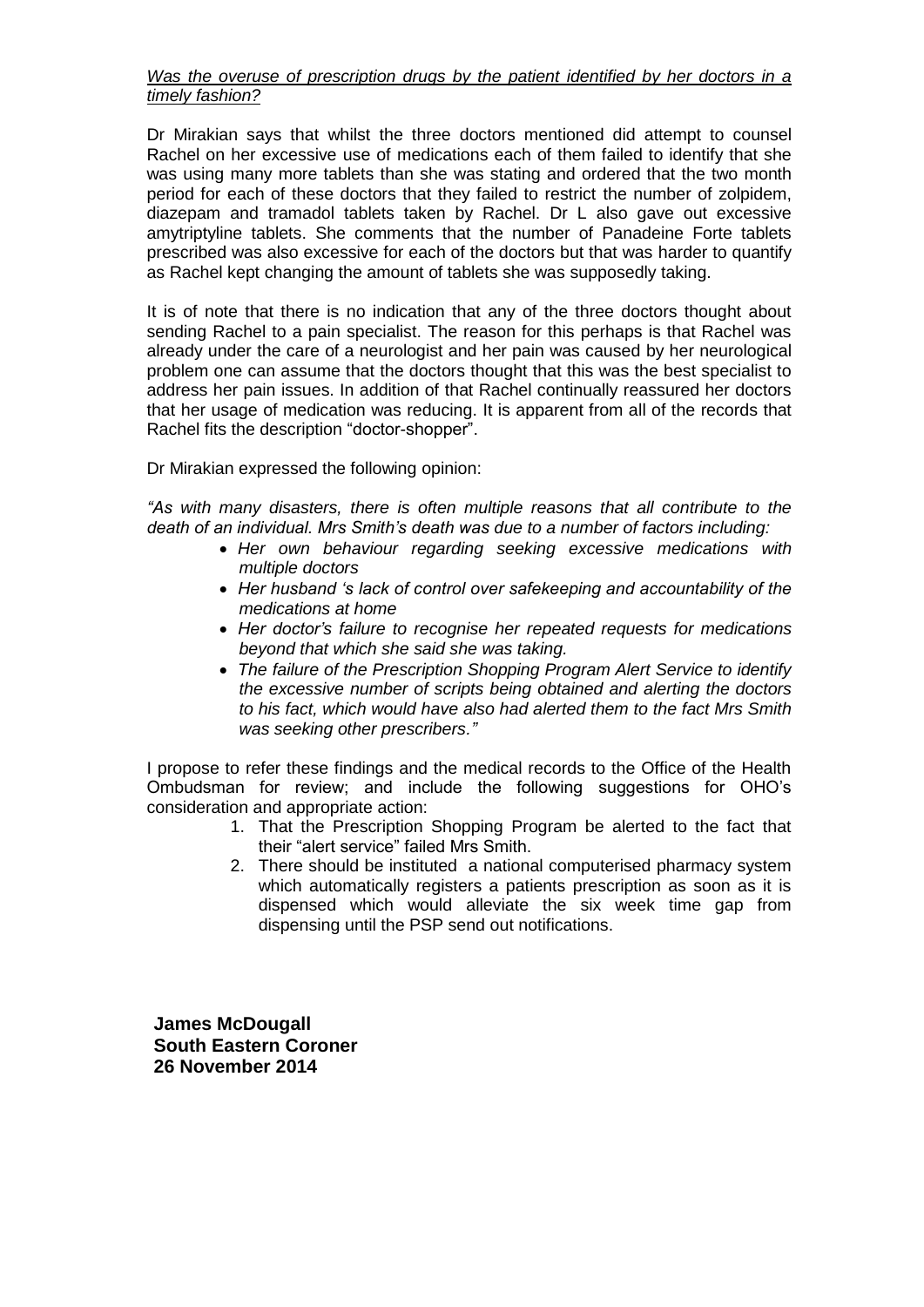*Was the overuse of prescription drugs by the patient identified by her doctors in a timely fashion?*

Dr Mirakian says that whilst the three doctors mentioned did attempt to counsel Rachel on her excessive use of medications each of them failed to identify that she was using many more tablets than she was stating and ordered that the two month period for each of these doctors that they failed to restrict the number of zolpidem, diazepam and tramadol tablets taken by Rachel. Dr L also gave out excessive amytriptyline tablets. She comments that the number of Panadeine Forte tablets prescribed was also excessive for each of the doctors but that was harder to quantify as Rachel kept changing the amount of tablets she was supposedly taking.

It is of note that there is no indication that any of the three doctors thought about sending Rachel to a pain specialist. The reason for this perhaps is that Rachel was already under the care of a neurologist and her pain was caused by her neurological problem one can assume that the doctors thought that this was the best specialist to address her pain issues. In addition of that Rachel continually reassured her doctors that her usage of medication was reducing. It is apparent from all of the records that Rachel fits the description "doctor-shopper".

Dr Mirakian expressed the following opinion:

*"As with many disasters, there is often multiple reasons that all contribute to the death of an individual. Mrs Smith's death was due to a number of factors including:*

- *Her own behaviour regarding seeking excessive medications with multiple doctors*
- *Her husband 's lack of control over safekeeping and accountability of the medications at home*
- *Her doctor's failure to recognise her repeated requests for medications beyond that which she said she was taking.*
- *The failure of the Prescription Shopping Program Alert Service to identify the excessive number of scripts being obtained and alerting the doctors to his fact, which would have also had alerted them to the fact Mrs Smith was seeking other prescribers."*

I propose to refer these findings and the medical records to the Office of the Health Ombudsman for review; and include the following suggestions for OHO's consideration and appropriate action:

1. That the Prescription Shopping Program be alerted to the fact that their "alert service" failed Mrs Smith.
2. There should be instituted a national computerised pharmacy system which automatically registers a patients prescription as soon as it is dispensed which would alleviate the six week time gap from dispensing until the PSP send out notifications.

**James McDougall**
**South Eastern Coroner**
**26 November 2014**